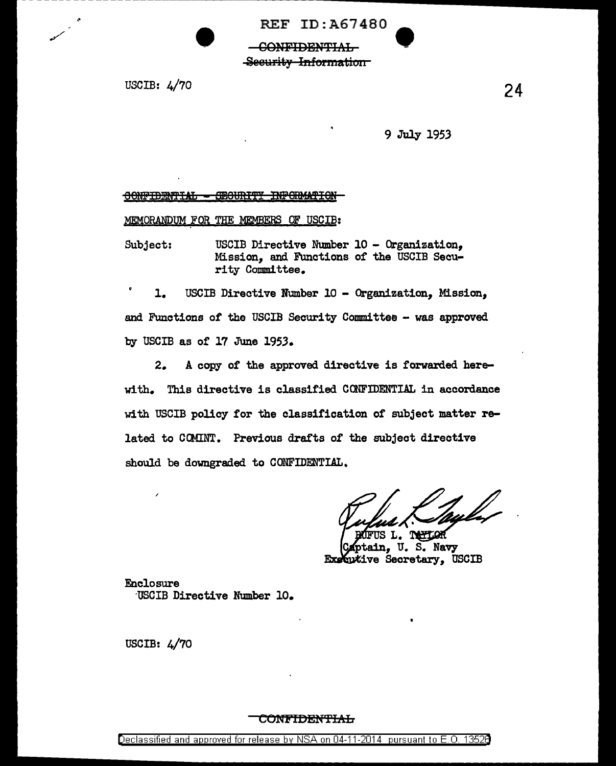REF ID:A67480

~~CONFIDENTIAL~~
~~Security Information~~

USCIB: 4/70

24

9 July 1953

~~CONFIDENTIAL - SECURITY INFORMATION~~

MEMORANDUM FOR THE MEMBERS OF USCIB:

Subject: USCIB Directive Number 10 - Organization, Mission, and Functions of the USCIB Security Committee.

1. USCIB Directive Number 10 - Organization, Mission, and Functions of the USCIB Security Committee - was approved by USCIB as of 17 June 1953.

2. A copy of the approved directive is forwarded herewith. This directive is classified CONFIDENTIAL in accordance with USCIB policy for the classification of subject matter related to COMINT. Previous drafts of the subject directive should be downgraded to CONFIDENTIAL.

RUFUS L. TAYLOR
Captain, U. S. Navy
Executive Secretary, USCIB

Enclosure
USCIB Directive Number 10.

USCIB: 4/70

~~CONFIDENTIAL~~

Declassified and approved for release by NSA on 04-11-2014 pursuant to E.O. 13526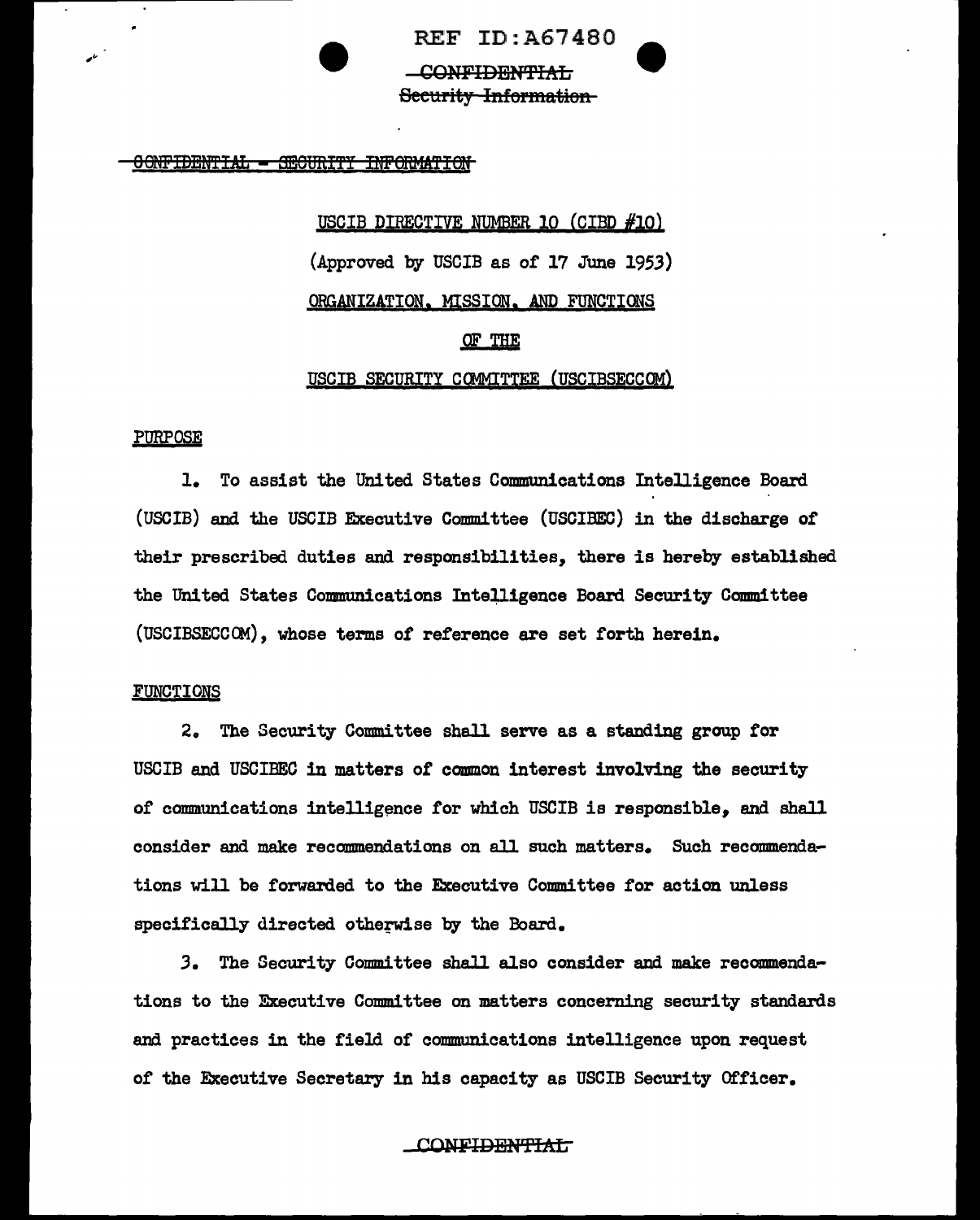CONFIDENTIAL - SECURITY INFORMATION

USCIB DIRECTIVE NUMBER 10 (CIBD #10)

(Approved by USCIB as of 17 June 1953)

ORGANIZATION, MISSION, AND FUNCTIONS

OF THE

USCIB SECURITY COMMITTEE (USCIBSECCOM)

PURPOSE

1. To assist the United States Communications Intelligence Board (USCIB) and the USCIB Executive Committee (USCIBEC) in the discharge of their prescribed duties and responsibilities, there is hereby established the United States Communications Intelligence Board Security Committee (USCIBSECCOM), whose terms of reference are set forth herein.

FUNCTIONS

2. The Security Committee shall serve as a standing group for USCIB and USCIBEC in matters of common interest involving the security of communications intelligence for which USCIB is responsible, and shall consider and make recommendations on all such matters. Such recommendations will be forwarded to the Executive Committee for action unless specifically directed otherwise by the Board.

3. The Security Committee shall also consider and make recommendations to the Executive Committee on matters concerning security standards and practices in the field of communications intelligence upon request of the Executive Secretary in his capacity as USCIB Security Officer.

CONFIDENTIAL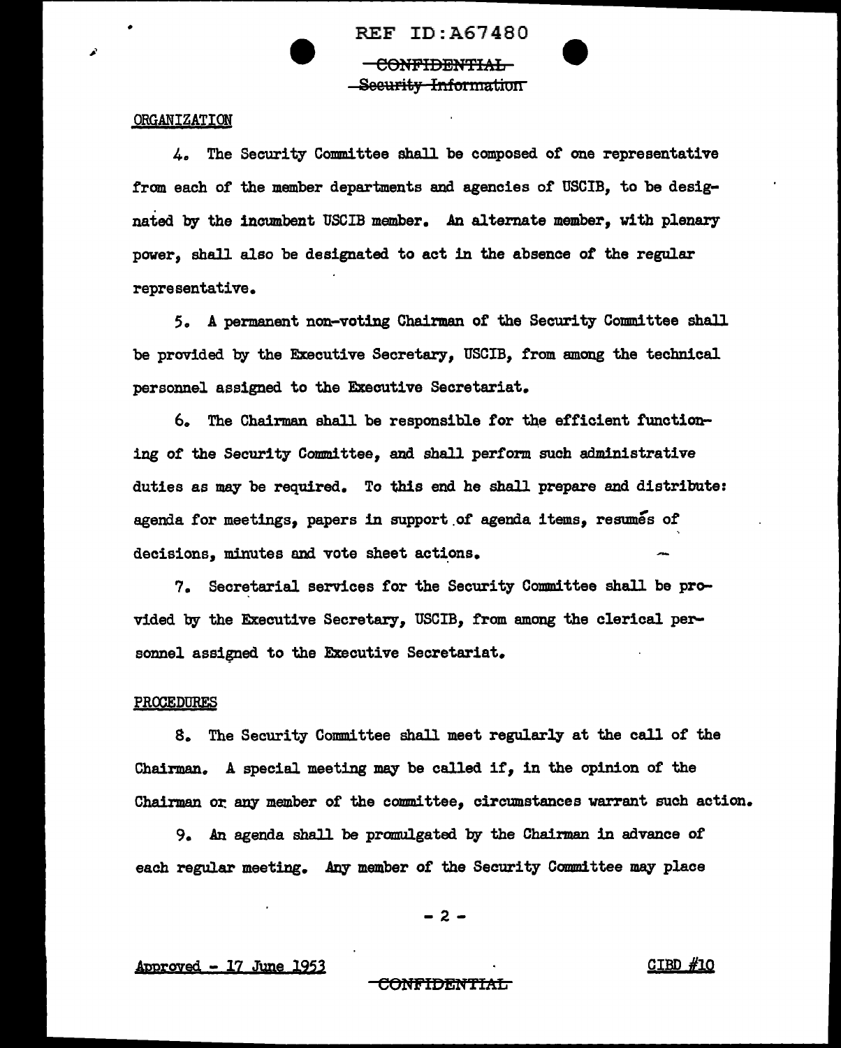ORGANIZATION

4. The Security Committee shall be composed of one representative from each of the member departments and agencies of USCIB, to be designated by the incumbent USCIB member. An alternate member, with plenary power, shall also be designated to act in the absence of the regular representative.

5. A permanent non-voting Chairman of the Security Committee shall be provided by the Executive Secretary, USCIB, from among the technical personnel assigned to the Executive Secretariat.

6. The Chairman shall be responsible for the efficient functioning of the Security Committee, and shall perform such administrative duties as may be required. To this end he shall prepare and distribute: agenda for meetings, papers in support of agenda items, resumés of decisions, minutes and vote sheet actions.

7. Secretarial services for the Security Committee shall be provided by the Executive Secretary, USCIB, from among the clerical personnel assigned to the Executive Secretariat.

PROCEDURES

8. The Security Committee shall meet regularly at the call of the Chairman. A special meeting may be called if, in the opinion of the Chairman or any member of the committee, circumstances warrant such action.

9. An agenda shall be promulgated by the Chairman in advance of each regular meeting. Any member of the Security Committee may place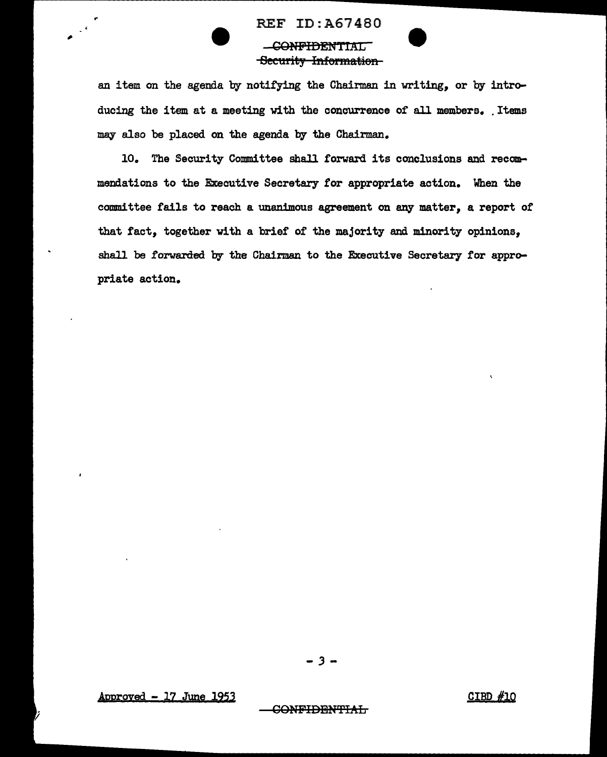an item on the agenda by notifying the Chairman in writing, or by introducing the item at a meeting with the concurrence of all members. Items may also be placed on the agenda by the Chairman.

10. The Security Committee shall forward its conclusions and recommendations to the Executive Secretary for appropriate action. When the committee fails to reach a unanimous agreement on any matter, a report of that fact, together with a brief of the majority and minority opinions, shall be forwarded by the Chairman to the Executive Secretary for appropriate action.

Approved - 17 June 1953

CIBD #10